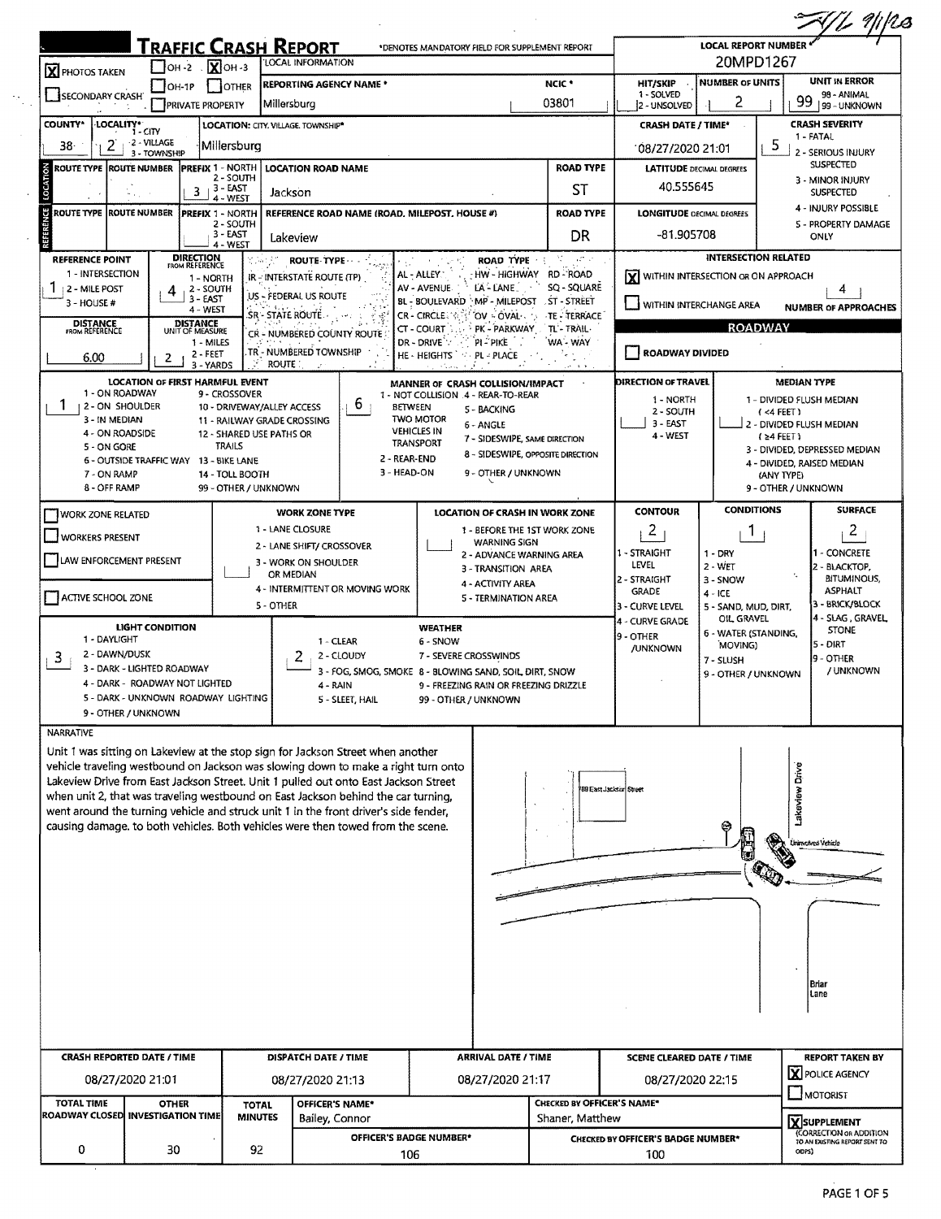# TRAFFIC CRASH REPORT

*DENOTES MANDATORY FIELD FOR SUPPLEMENT REPORT

LOCAL REPORT NUMBER *: 20MPD1267

[X] PHOTOS TAKEN [ ] OH-2 [X] OH-3 [ ] OH-1P [ ] OTHER [ ] SECONDARY CRASH [ ] PRIVATE PROPERTY

LOCAL INFORMATION

| REPORTING AGENCY NAME * | NCIC * | HIT/SKIP | NUMBER OF UNITS | UNIT IN ERROR |
|---|---|---|---|---|
| Millersburg | 03801 | 1 - SOLVED / 2 - UNSOLVED | 2 | 99 (98 - ANIMAL, 99 - UNKNOWN) |

| COUNTY* | LOCALITY* | LOCATION: CITY, VILLAGE, TOWNSHIP* | CRASH DATE / TIME* | CRASH SEVERITY |
|---|---|---|---|---|
| 38 | 2 (1 - CITY, 2 - VILLAGE, 3 - TOWNSHIP) | Millersburg | 08/27/2020 21:01 | 5 |

CRASH SEVERITY: 1 - FATAL; 2 - SERIOUS INJURY SUSPECTED; 3 - MINOR INJURY SUSPECTED; 4 - INJURY POSSIBLE; 5 - PROPERTY DAMAGE ONLY

**LOCATION**

| ROUTE TYPE | ROUTE NUMBER | PREFIX | LOCATION ROAD NAME | ROAD TYPE | LATITUDE DECIMAL DEGREES |
|---|---|---|---|---|---|
| | | 3 | Jackson | ST | 40.555645 |

PREFIX: 1 - NORTH, 2 - SOUTH, 3 - EAST, 4 - WEST

**REFERENCE**

| ROUTE TYPE | ROUTE NUMBER | PREFIX | REFERENCE ROAD NAME (ROAD, MILEPOST, HOUSE #) | ROAD TYPE | LONGITUDE DECIMAL DEGREES |
|---|---|---|---|---|---|
| | | | Lakeview | DR | -81.905708 |

| REFERENCE POINT | DIRECTION FROM REFERENCE | DISTANCE FROM REFERENCE | DISTANCE UNIT OF MEASURE |
|---|---|---|---|
| 1 (1 - INTERSECTION, 2 - MILE POST, 3 - HOUSE #) | 4 (1 - NORTH, 2 - SOUTH, 3 - EAST, 4 - WEST) | 6.00 | 2 (1 - MILES, 2 - FEET, 3 - YARDS) |

ROUTE TYPE: IR - INTERSTATE ROUTE (TP); US - FEDERAL US ROUTE; SR - STATE ROUTE; CR - NUMBERED COUNTY ROUTE; TR - NUMBERED TOWNSHIP ROUTE

ROAD TYPE: AL - ALLEY; AV - AVENUE; BL - BOULEVARD; CR - CIRCLE; CT - COURT; DR - DRIVE; HE - HEIGHTS; HW - HIGHWAY; LA - LANE; MP - MILEPOST; OV - OVAL; PK - PARKWAY; PI - PIKE; PL - PLACE; RD - ROAD; SQ - SQUARE; ST - STREET; TE - TERRACE; TL - TRAIL; WA - WAY

INTERSECTION RELATED: [X] WITHIN INTERSECTION OR ON APPROACH; [ ] WITHIN INTERCHANGE AREA; NUMBER OF APPROACHES: 4

ROADWAY: [ ] ROADWAY DIVIDED

LOCATION OF FIRST HARMFUL EVENT: 1
1 - ON ROADWAY; 2 - ON SHOULDER; 3 - IN MEDIAN; 4 - ON ROADSIDE; 5 - ON GORE; 6 - OUTSIDE TRAFFIC WAY; 7 - ON RAMP; 8 - OFF RAMP; 9 - CROSSOVER; 10 - DRIVEWAY/ALLEY ACCESS; 11 - RAILWAY GRADE CROSSING; 12 - SHARED USE PATHS OR TRAILS; 13 - BIKE LANE; 14 - TOLL BOOTH; 99 - OTHER / UNKNOWN

MANNER OF CRASH COLLISION/IMPACT: 6
1 - NOT COLLISION BETWEEN TWO MOTOR VEHICLES IN TRANSPORT; 2 - REAR-END; 3 - HEAD-ON; 4 - REAR-TO-REAR; 5 - BACKING; 6 - ANGLE; 7 - SIDESWIPE, SAME DIRECTION; 8 - SIDESWIPE, OPPOSITE DIRECTION; 9 - OTHER / UNKNOWN

DIRECTION OF TRAVEL: 1 - NORTH; 2 - SOUTH; 3 - EAST; 4 - WEST

MEDIAN TYPE: 1 - DIVIDED FLUSH MEDIAN (<4 FEET); 2 - DIVIDED FLUSH MEDIAN (≥4 FEET); 3 - DIVIDED, DEPRESSED MEDIAN; 4 - DIVIDED, RAISED MEDIAN (ANY TYPE); 9 - OTHER / UNKNOWN

[ ] WORK ZONE RELATED [ ] WORKERS PRESENT [ ] LAW ENFORCEMENT PRESENT [ ] ACTIVE SCHOOL ZONE

WORK ZONE TYPE: 1 - LANE CLOSURE; 2 - LANE SHIFT/ CROSSOVER; 3 - WORK ON SHOULDER OR MEDIAN; 4 - INTERMITTENT OR MOVING WORK; 5 - OTHER

LOCATION OF CRASH IN WORK ZONE: 1 - BEFORE THE 1ST WORK ZONE WARNING SIGN; 2 - ADVANCE WARNING AREA; 3 - TRANSITION AREA; 4 - ACTIVITY AREA; 5 - TERMINATION AREA

| CONTOUR | CONDITIONS | SURFACE |
|---|---|---|
| 2 | 1 | 2 |

CONTOUR: 1 - STRAIGHT LEVEL; 2 - STRAIGHT GRADE; 3 - CURVE LEVEL; 4 - CURVE GRADE; 9 - OTHER /UNKNOWN

CONDITIONS: 1 - DRY; 2 - WET; 3 - SNOW; 4 - ICE; 5 - SAND, MUD, DIRT, OIL, GRAVEL; 6 - WATER (STANDING, MOVING); 7 - SLUSH; 9 - OTHER / UNKNOWN

SURFACE: 1 - CONCRETE; 2 - BLACKTOP, BITUMINOUS, ASPHALT; 3 - BRICK/BLOCK; 4 - SLAG, GRAVEL, STONE; 5 - DIRT; 9 - OTHER / UNKNOWN

LIGHT CONDITION: 3
1 - DAYLIGHT; 2 - DAWN/DUSK; 3 - DARK - LIGHTED ROADWAY; 4 - DARK - ROADWAY NOT LIGHTED; 5 - DARK - UNKNOWN ROADWAY LIGHTING; 9 - OTHER / UNKNOWN

WEATHER: 2
1 - CLEAR; 2 - CLOUDY; 3 - FOG, SMOG, SMOKE; 4 - RAIN; 5 - SLEET, HAIL; 6 - SNOW; 7 - SEVERE CROSSWINDS; 8 - BLOWING SAND, SOIL, DIRT, SNOW; 9 - FREEZING RAIN OR FREEZING DRIZZLE; 99 - OTHER / UNKNOWN

**NARRATIVE**

Unit 1 was sitting on Lakeview at the stop sign for Jackson Street when another vehicle traveling westbound on Jackson was slowing down to make a right turn onto Lakeview Drive from East Jackson Street. Unit 1 pulled out onto East Jackson Street when unit 2, that was traveling westbound on East Jackson behind the car turning, went around the turning vehicle and struck unit 1 in the front driver's side fender, causing damage. to both vehicles. Both vehicles were then towed from the scene.

Lakeview Drive
188 East Jackson Street
Uninvolved Vehicle
Briar Lane

| CRASH REPORTED DATE / TIME | DISPATCH DATE / TIME | ARRIVAL DATE / TIME | SCENE CLEARED DATE / TIME | REPORT TAKEN BY |
|---|---|---|---|---|
| 08/27/2020 21:01 | 08/27/2020 21:13 | 08/27/2020 21:17 | 08/27/2020 22:15 | [X] POLICE AGENCY [ ] MOTORIST |

| TOTAL TIME ROADWAY CLOSED | OTHER INVESTIGATION TIME | TOTAL MINUTES | OFFICER'S NAME* | CHECKED BY OFFICER'S NAME* |
|---|---|---|---|---|
| 0 | 30 | 92 | Bailey, Connor | Shaner, Matthew |
| | | | OFFICER'S BADGE NUMBER*: 106 | CHECKED BY OFFICER'S BADGE NUMBER*: 100 |

[X] SUPPLEMENT (CORRECTION OR ADDITION TO AN EXISTING REPORT SENT TO ODPS)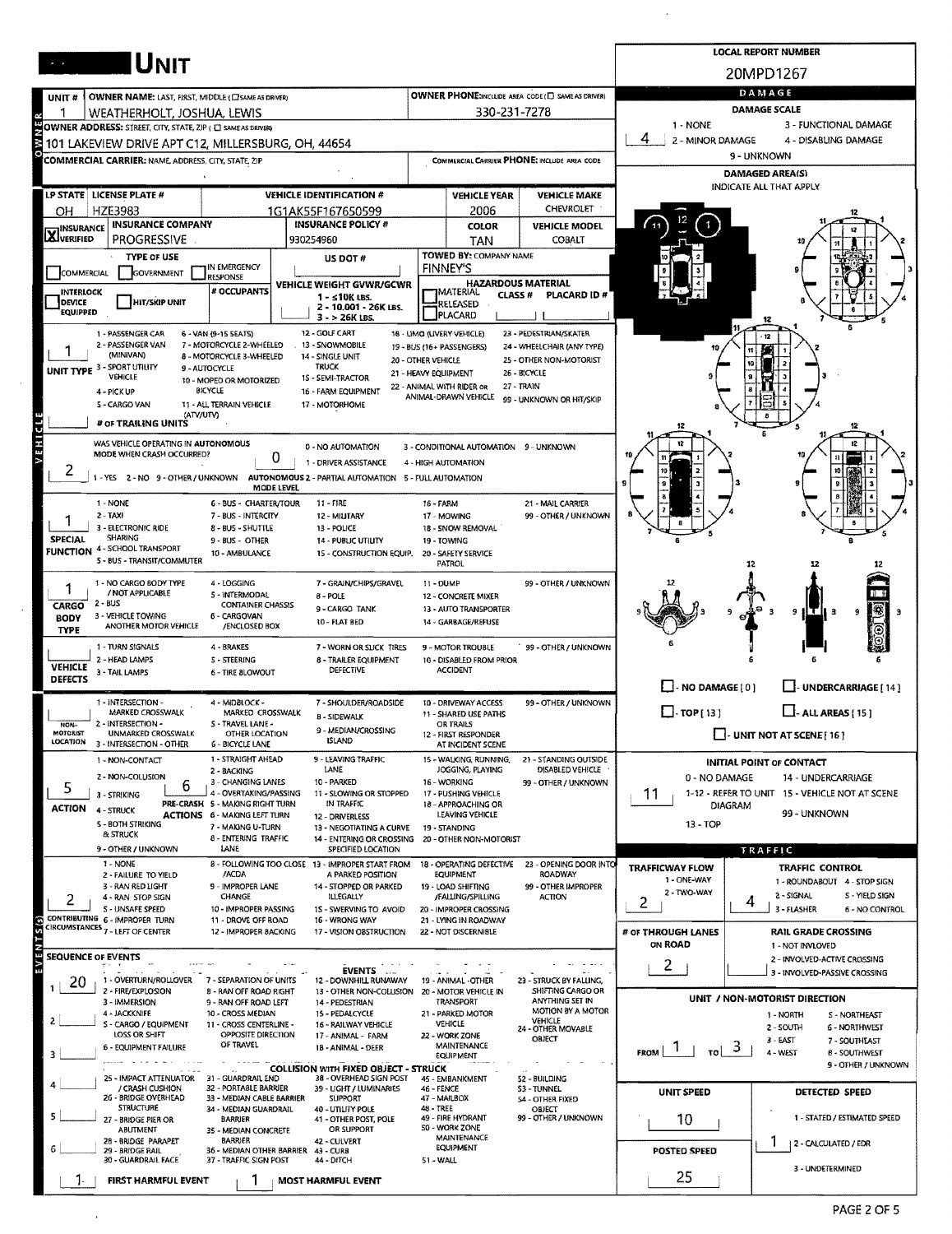# UNIT

**LOCAL REPORT NUMBER**
20MPD1267

| | |
|---|---|
| UNIT # | 1 |
| OWNER NAME: LAST, FIRST, MIDDLE (☐ SAME AS DRIVER) | WEATHERHOLT, JOSHUA, LEWIS |
| OWNER PHONE: INCLUDE AREA CODE (☐ SAME AS DRIVER) | 330-231-7278 |
| OWNER ADDRESS: STREET, CITY, STATE, ZIP (☐ SAME AS DRIVER) | 101 LAKEVIEW DRIVE APT C12, MILLERSBURG, OH, 44654 |
| COMMERCIAL CARRIER: NAME, ADDRESS, CITY, STATE, ZIP | |
| COMMERCIAL CARRIER PHONE: INCLUDE AREA CODE | |

## DAMAGE

DAMAGE SCALE: 4

1 - NONE
2 - MINOR DAMAGE
3 - FUNCTIONAL DAMAGE
4 - DISABLING DAMAGE
9 - UNKNOWN

DAMAGED AREA(S) - INDICATE ALL THAT APPLY

☐ - NO DAMAGE [ 0 ] ☐ - UNDERCARRIAGE [ 14 ]
☐ - TOP [ 13 ] ☐ - ALL AREAS [ 15 ]
☐ - UNIT NOT AT SCENE [ 16 ]

| LP STATE | LICENSE PLATE # | VEHICLE IDENTIFICATION # | VEHICLE YEAR | VEHICLE MAKE |
|---|---|---|---|---|
| OH | HZE3983 | 1G1AK55F167650599 | 2006 | CHEVROLET |

| INSURANCE VERIFIED | INSURANCE COMPANY | INSURANCE POLICY # | COLOR | VEHICLE MODEL |
|---|---|---|---|---|
| X | PROGRESSIVE | 930254960 | TAN | COBALT |

TYPE OF USE: ☐ COMMERCIAL ☐ GOVERNMENT ☐ IN EMERGENCY RESPONSE
US DOT #:
TOWED BY: COMPANY NAME: FINNEY'S
☐ INTERLOCK DEVICE EQUIPPED ☐ HIT/SKIP UNIT
# OCCUPANTS:
VEHICLE WEIGHT GVWR/GCWR: 1 - ≤10K LBS. 2 - 10.001 - 26K LBS. 3 - > 26K LBS.
HAZARDOUS MATERIAL: ☐ MATERIAL RELEASED ☐ PLACARD CLASS # PLACARD ID #

**UNIT TYPE:** 1
1 - PASSENGER CAR, 2 - PASSENGER VAN (MINIVAN), 3 - SPORT UTILITY VEHICLE, 4 - PICK UP, 5 - CARGO VAN, 6 - VAN (9-15 SEATS), 7 - MOTORCYCLE 2-WHEELED, 8 - MOTORCYCLE 3-WHEELED, 9 - AUTOCYCLE, 10 - MOPED OR MOTORIZED BICYCLE, 11 - ALL TERRAIN VEHICLE (ATV/UTV), 12 - GOLF CART, 13 - SNOWMOBILE, 14 - SINGLE UNIT TRUCK, 15 - SEMI-TRACTOR, 16 - FARM EQUIPMENT, 17 - MOTORHOME, 18 - LIMO (LIVERY VEHICLE), 19 - BUS (16+ PASSENGERS), 20 - OTHER VEHICLE, 21 - HEAVY EQUIPMENT, 22 - ANIMAL WITH RIDER OR ANIMAL-DRAWN VEHICLE, 23 - PEDESTRIAN/SKATER, 24 - WHEELCHAIR (ANY TYPE), 25 - OTHER NON-MOTORIST, 26 - BICYCLE, 27 - TRAIN, 99 - UNKNOWN OR HIT/SKIP

# OF TRAILING UNITS:

**WAS VEHICLE OPERATING IN AUTONOMOUS MODE WHEN CRASH OCCURRED?** 2
1 - YES 2 - NO 9 - OTHER / UNKNOWN

AUTONOMOUS MODE LEVEL: 0
0 - NO AUTOMATION, 1 - DRIVER ASSISTANCE, 2 - PARTIAL AUTOMATION, 3 - CONDITIONAL AUTOMATION, 4 - HIGH AUTOMATION, 5 - FULL AUTOMATION, 9 - UNKNOWN

**SPECIAL FUNCTION:** 1
1 - NONE, 2 - TAXI, 3 - ELECTRONIC RIDE SHARING, 4 - SCHOOL TRANSPORT, 5 - BUS - TRANSIT/COMMUTER, 6 - BUS - CHARTER/TOUR, 7 - BUS - INTERCITY, 8 - BUS - SHUTTLE, 9 - BUS - OTHER, 10 - AMBULANCE, 11 - FIRE, 12 - MILITARY, 13 - POLICE, 14 - PUBLIC UTILITY, 15 - CONSTRUCTION EQUIP., 16 - FARM, 17 - MOWING, 18 - SNOW REMOVAL, 19 - TOWING, 20 - SAFETY SERVICE PATROL, 21 - MAIL CARRIER, 99 - OTHER / UNKNOWN

**CARGO BODY TYPE:** 1
1 - NO CARGO BODY TYPE / NOT APPLICABLE, 2 - BUS, 3 - VEHICLE TOWING ANOTHER MOTOR VEHICLE, 4 - LOGGING, 5 - INTERMODAL CONTAINER CHASSIS, 6 - CARGOVAN /ENCLOSED BOX, 7 - GRAIN/CHIPS/GRAVEL, 8 - POLE, 9 - CARGO TANK, 10 - FLAT BED, 11 - DUMP, 12 - CONCRETE MIXER, 13 - AUTO TRANSPORTER, 14 - GARBAGE/REFUSE, 99 - OTHER / UNKNOWN

**VEHICLE DEFECTS:**
1 - TURN SIGNALS, 2 - HEAD LAMPS, 3 - TAIL LAMPS, 4 - BRAKES, 5 - STEERING, 6 - TIRE BLOWOUT, 7 - WORN OR SLICK TIRES, 8 - TRAILER EQUIPMENT DEFECTIVE, 9 - MOTOR TROUBLE, 10 - DISABLED FROM PRIOR ACCIDENT, 99 - OTHER / UNKNOWN

**NON-MOTORIST LOCATION:**
1 - INTERSECTION - MARKED CROSSWALK, 2 - INTERSECTION - UNMARKED CROSSWALK, 3 - INTERSECTION - OTHER, 4 - MIDBLOCK - MARKED CROSSWALK, 5 - TRAVEL LANE - OTHER LOCATION, 6 - BICYCLE LANE, 7 - SHOULDER/ROADSIDE, 8 - SIDEWALK, 9 - MEDIAN/CROSSING ISLAND, 10 - DRIVEWAY ACCESS, 11 - SHARED USE PATHS OR TRAILS, 12 - FIRST RESPONDER AT INCIDENT SCENE, 99 - OTHER / UNKNOWN

**ACTION:** 5
1 - NON-CONTACT, 2 - NON-COLLISION, 3 - STRIKING, 4 - STRUCK, 5 - BOTH STRIKING & STRUCK, 9 - OTHER / UNKNOWN

**PRE-CRASH ACTIONS:** 6
1 - STRAIGHT AHEAD, 2 - BACKING, 3 - CHANGING LANES, 4 - OVERTAKING/PASSING, 5 - MAKING RIGHT TURN, 6 - MAKING LEFT TURN, 7 - MAKING U-TURN, 8 - ENTERING TRAFFIC LANE, 9 - LEAVING TRAFFIC LANE, 10 - PARKED, 11 - SLOWING OR STOPPED IN TRAFFIC, 12 - DRIVERLESS, 13 - NEGOTIATING A CURVE, 14 - ENTERING OR CROSSING SPECIFIED LOCATION, 15 - WALKING, RUNNING, JOGGING, PLAYING, 16 - WORKING, 17 - PUSHING VEHICLE, 18 - APPROACHING OR LEAVING VEHICLE, 19 - STANDING, 20 - OTHER NON-MOTORIST, 21 - STANDING OUTSIDE DISABLED VEHICLE, 99 - OTHER / UNKNOWN

**INITIAL POINT OF CONTACT:** 11
0 - NO DAMAGE, 1-12 - REFER TO UNIT DIAGRAM, 13 - TOP, 14 - UNDERCARRIAGE, 15 - VEHICLE NOT AT SCENE, 99 - UNKNOWN

**CONTRIBUTING CIRCUMSTANCES:** 2
1 - NONE, 2 - FAILURE TO YIELD, 3 - RAN RED LIGHT, 4 - RAN STOP SIGN, 5 - UNSAFE SPEED, 6 - IMPROPER TURN, 7 - LEFT OF CENTER, 8 - FOLLOWING TOO CLOSE /ACDA, 9 - IMPROPER LANE CHANGE, 10 - IMPROPER PASSING, 11 - DROVE OFF ROAD, 12 - IMPROPER BACKING, 13 - IMPROPER START FROM A PARKED POSITION, 14 - STOPPED OR PARKED ILLEGALLY, 15 - SWERVING TO AVOID, 16 - WRONG WAY, 17 - VISION OBSTRUCTION, 18 - OPERATING DEFECTIVE EQUIPMENT, 19 - LOAD SHIFTING /FALLING/SPILLING, 20 - IMPROPER CROSSING, 21 - LYING IN ROADWAY, 22 - NOT DISCERNIBLE, 23 - OPENING DOOR INTO ROADWAY, 99 - OTHER IMPROPER ACTION

## TRAFFIC

**TRAFFICWAY FLOW:** 2 (1 - ONE-WAY, 2 - TWO-WAY)

**TRAFFIC CONTROL:** 4
1 - ROUNDABOUT, 2 - SIGNAL, 3 - FLASHER, 4 - STOP SIGN, 5 - YIELD SIGN, 6 - NO CONTROL

**# OF THROUGH LANES ON ROAD:** 2

**RAIL GRADE CROSSING:**
1 - NOT INVOLVED, 2 - INVOLVED-ACTIVE CROSSING, 3 - INVOLVED-PASSIVE CROSSING

## SEQUENCE OF EVENTS

| # | EVENT |
|---|---|
| 1 | 20 |
| 2 | |
| 3 | |
| 4 | |
| 5 | |
| 6 | |

**EVENTS:**
1 - OVERTURN/ROLLOVER, 2 - FIRE/EXPLOSION, 3 - IMMERSION, 4 - JACKKNIFE, 5 - CARGO / EQUIPMENT LOSS OR SHIFT, 6 - EQUIPMENT FAILURE, 7 - SEPARATION OF UNITS, 8 - RAN OFF ROAD RIGHT, 9 - RAN OFF ROAD LEFT, 10 - CROSS MEDIAN, 11 - CROSS CENTERLINE - OPPOSITE DIRECTION OF TRAVEL, 12 - DOWNHILL RUNAWAY, 13 - OTHER NON-COLLISION, 14 - PEDESTRIAN, 15 - PEDALCYCLE, 16 - RAILWAY VEHICLE, 17 - ANIMAL - FARM, 18 - ANIMAL - DEER, 19 - ANIMAL -OTHER, 20 - MOTOR VEHICLE IN TRANSPORT, 21 - PARKED MOTOR VEHICLE, 22 - WORK ZONE MAINTENANCE EQUIPMENT, 23 - STRUCK BY FALLING, SHIFTING CARGO OR ANYTHING SET IN MOTION BY A MOTOR VEHICLE, 24 - OTHER MOVABLE OBJECT

**COLLISION WITH FIXED OBJECT - STRUCK:**
25 - IMPACT ATTENUATOR / CRASH CUSHION, 26 - BRIDGE OVERHEAD STRUCTURE, 27 - BRIDGE PIER OR ABUTMENT, 28 - BRIDGE PARAPET, 29 - BRIDGE RAIL, 30 - GUARDRAIL FACE, 31 - GUARDRAIL END, 32 - PORTABLE BARRIER, 33 - MEDIAN CABLE BARRIER, 34 - MEDIAN GUARDRAIL BARRIER, 35 - MEDIAN CONCRETE BARRIER, 36 - MEDIAN OTHER BARRIER, 37 - TRAFFIC SIGN POST, 38 - OVERHEAD SIGN POST, 39 - LIGHT / LUMINARIES SUPPORT, 40 - UTILITY POLE, 41 - OTHER POST, POLE OR SUPPORT, 42 - CULVERT, 43 - CURB, 44 - DITCH, 45 - EMBANKMENT, 46 - FENCE, 47 - MAILBOX, 48 - TREE, 49 - FIRE HYDRANT, 50 - WORK ZONE MAINTENANCE EQUIPMENT, 51 - WALL, 52 - BUILDING, 53 - TUNNEL, 54 - OTHER FIXED OBJECT, 99 - OTHER / UNKNOWN

**FIRST HARMFUL EVENT:** 1
**MOST HARMFUL EVENT:** 1

## UNIT / NON-MOTORIST DIRECTION

FROM: 1 TO: 3
1 - NORTH, 2 - SOUTH, 3 - EAST, 4 - WEST, 5 - NORTHEAST, 6 - NORTHWEST, 7 - SOUTHEAST, 8 - SOUTHWEST, 9 - OTHER / UNKNOWN

**UNIT SPEED:** 10

**POSTED SPEED:** 25

**DETECTED SPEED:** 1
1 - STATED / ESTIMATED SPEED, 2 - CALCULATED / EDR, 3 - UNDETERMINED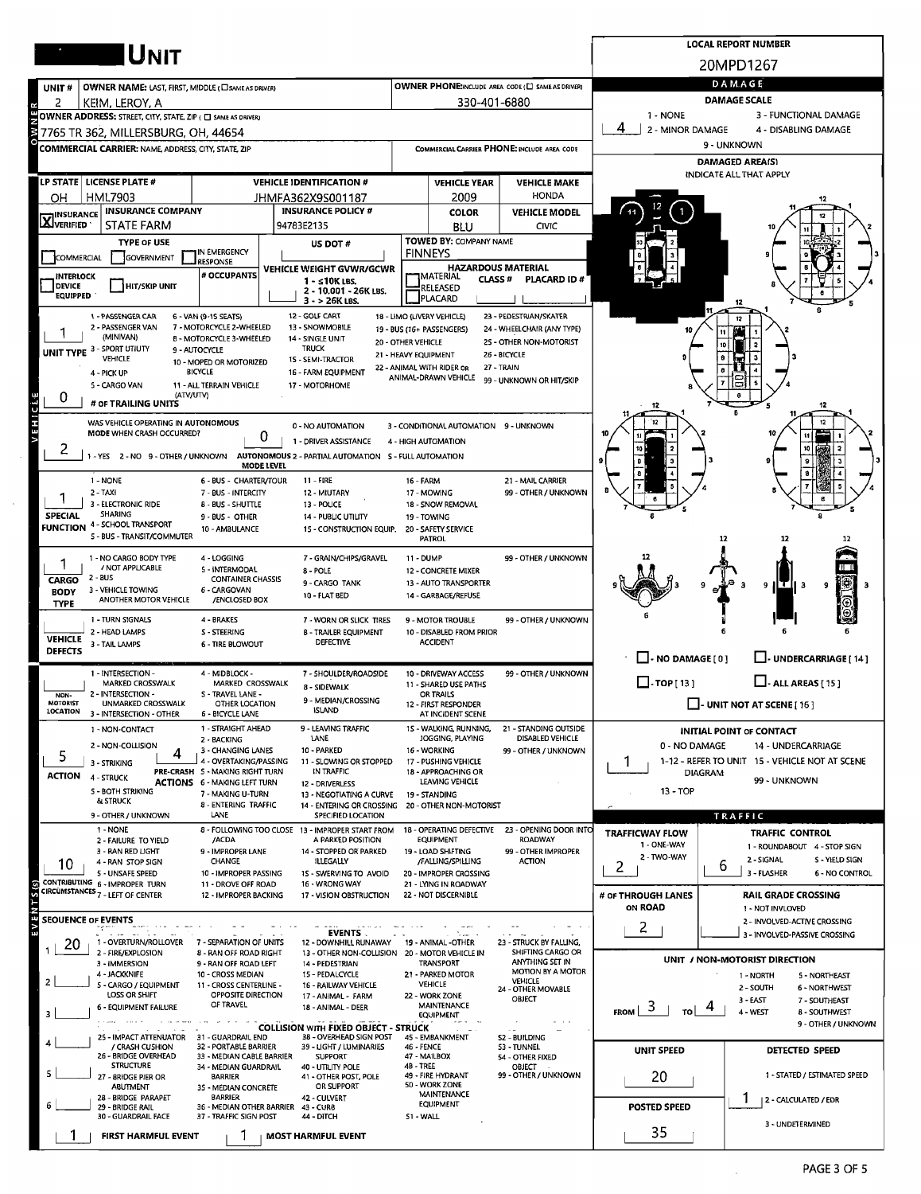# UNIT

**LOCAL REPORT NUMBER:** 20MPD1267

| UNIT # | OWNER NAME: LAST, FIRST, MIDDLE (☐ SAME AS DRIVER) | OWNER PHONE: INCLUDE AREA CODE (☐ SAME AS DRIVER) |
|---|---|---|
| 2 | KEIM, LEROY, A | 330-401-6880 |

**OWNER ADDRESS:** STREET, CITY, STATE, ZIP (☐ SAME AS DRIVER)
7765 TR 362, MILLERSBURG, OH, 44654

**COMMERCIAL CARRIER:** NAME, ADDRESS, CITY, STATE, ZIP

**COMMERCIAL CARRIER PHONE:** INCLUDE AREA CODE

| LP STATE | LICENSE PLATE # | VEHICLE IDENTIFICATION # | VEHICLE YEAR | VEHICLE MAKE |
|---|---|---|---|---|
| OH | HML7903 | JHMFA362X9S001187 | 2009 | HONDA |

| INSURANCE VERIFIED | INSURANCE COMPANY | INSURANCE POLICY # | COLOR | VEHICLE MODEL |
|---|---|---|---|---|
| X | STATE FARM | 94783E2135 | BLU | CIVIC |

**TYPE OF USE:** ☐ COMMERCIAL ☐ GOVERNMENT ☐ IN EMERGENCY RESPONSE

**US DOT #:**

**TOWED BY:** COMPANY NAME: FINNEYS

☐ INTERLOCK DEVICE EQUIPPED ☐ HIT/SKIP UNIT

**# OCCUPANTS:**

**VEHICLE WEIGHT GVWR/GCWR:** 1 - ≤10K LBS. 2 - 10.001 - 26K LBS. 3 - > 26K LBS.

**HAZARDOUS MATERIAL:** ☐ MATERIAL RELEASED ☐ PLACARD — CLASS # — PLACARD ID #

**UNIT TYPE:** 1
1 - PASSENGER CAR, 2 - PASSENGER VAN (MINIVAN), 3 - SPORT UTILITY VEHICLE, 4 - PICK UP, 5 - CARGO VAN, 6 - VAN (9-15 SEATS), 7 - MOTORCYCLE 2-WHEELED, 8 - MOTORCYCLE 3-WHEELED, 9 - AUTOCYCLE, 10 - MOPED OR MOTORIZED BICYCLE, 11 - ALL TERRAIN VEHICLE (ATV/UTV), 12 - GOLF CART, 13 - SNOWMOBILE, 14 - SINGLE UNIT TRUCK, 15 - SEMI-TRACTOR, 16 - FARM EQUIPMENT, 17 - MOTORHOME, 18 - LIMO (LIVERY VEHICLE), 19 - BUS (16+ PASSENGERS), 20 - OTHER VEHICLE, 21 - HEAVY EQUIPMENT, 22 - ANIMAL WITH RIDER OR ANIMAL-DRAWN VEHICLE, 23 - PEDESTRIAN/SKATER, 24 - WHEELCHAIR (ANY TYPE), 25 - OTHER NON-MOTORIST, 26 - BICYCLE, 27 - TRAIN, 99 - UNKNOWN OR HIT/SKIP

**# OF TRAILING UNITS:** 0

**WAS VEHICLE OPERATING IN AUTONOMOUS MODE WHEN CRASH OCCURRED?** 2
1 - YES 2 - NO 9 - OTHER / UNKNOWN

**AUTONOMOUS MODE LEVEL:** 0
0 - NO AUTOMATION, 1 - DRIVER ASSISTANCE, 2 - PARTIAL AUTOMATION, 3 - CONDITIONAL AUTOMATION, 4 - HIGH AUTOMATION, 5 - FULL AUTOMATION, 9 - UNKNOWN

**SPECIAL FUNCTION:** 1
1 - NONE, 2 - TAXI, 3 - ELECTRONIC RIDE SHARING, 4 - SCHOOL TRANSPORT, 5 - BUS - TRANSIT/COMMUTER, 6 - BUS - CHARTER/TOUR, 7 - BUS - INTERCITY, 8 - BUS - SHUTTLE, 9 - BUS - OTHER, 10 - AMBULANCE, 11 - FIRE, 12 - MILITARY, 13 - POLICE, 14 - PUBLIC UTILITY, 15 - CONSTRUCTION EQUIP., 16 - FARM, 17 - MOWING, 18 - SNOW REMOVAL, 19 - TOWING, 20 - SAFETY SERVICE PATROL, 21 - MAIL CARRIER, 99 - OTHER / UNKNOWN

**CARGO BODY TYPE:** 1
1 - NO CARGO BODY TYPE / NOT APPLICABLE, 2 - BUS, 3 - VEHICLE TOWING ANOTHER MOTOR VEHICLE, 4 - LOGGING, 5 - INTERMODAL CONTAINER CHASSIS, 6 - CARGOVAN /ENCLOSED BOX, 7 - GRAIN/CHIPS/GRAVEL, 8 - POLE, 9 - CARGO TANK, 10 - FLAT BED, 11 - DUMP, 12 - CONCRETE MIXER, 13 - AUTO TRANSPORTER, 14 - GARBAGE/REFUSE, 99 - OTHER / UNKNOWN

**VEHICLE DEFECTS:**
1 - TURN SIGNALS, 2 - HEAD LAMPS, 3 - TAIL LAMPS, 4 - BRAKES, 5 - STEERING, 6 - TIRE BLOWOUT, 7 - WORN OR SLICK TIRES, 8 - TRAILER EQUIPMENT DEFECTIVE, 9 - MOTOR TROUBLE, 10 - DISABLED FROM PRIOR ACCIDENT, 99 - OTHER / UNKNOWN

**NON-MOTORIST LOCATION:**
1 - INTERSECTION - MARKED CROSSWALK, 2 - INTERSECTION - UNMARKED CROSSWALK, 3 - INTERSECTION - OTHER, 4 - MIDBLOCK - MARKED CROSSWALK, 5 - TRAVEL LANE - OTHER LOCATION, 6 - BICYCLE LANE, 7 - SHOULDER/ROADSIDE, 8 - SIDEWALK, 9 - MEDIAN/CROSSING ISLAND, 10 - DRIVEWAY ACCESS, 11 - SHARED USE PATHS OR TRAILS, 12 - FIRST RESPONDER AT INCIDENT SCENE, 99 - OTHER / UNKNOWN

**ACTION:** 5
1 - NON-CONTACT, 2 - NON-COLLISION, 3 - STRIKING, 4 - STRUCK, 5 - BOTH STRIKING & STRUCK, 9 - OTHER / UNKNOWN

**PRE-CRASH ACTIONS:** 4
1 - STRAIGHT AHEAD, 2 - BACKING, 3 - CHANGING LANES, 4 - OVERTAKING/PASSING, 5 - MAKING RIGHT TURN, 6 - MAKING LEFT TURN, 7 - MAKING U-TURN, 8 - ENTERING TRAFFIC LANE, 9 - LEAVING TRAFFIC LANE, 10 - PARKED, 11 - SLOWING OR STOPPED IN TRAFFIC, 12 - DRIVERLESS, 13 - NEGOTIATING A CURVE, 14 - ENTERING OR CROSSING SPECIFIED LOCATION, 15 - WALKING, RUNNING, JOGGING, PLAYING, 16 - WORKING, 17 - PUSHING VEHICLE, 18 - APPROACHING OR LEAVING VEHICLE, 19 - STANDING, 20 - OTHER NON-MOTORIST, 21 - STANDING OUTSIDE DISABLED VEHICLE, 99 - OTHER / UNKNOWN

**CONTRIBUTING CIRCUMSTANCES:** 10
1 - NONE, 2 - FAILURE TO YIELD, 3 - RAN RED LIGHT, 4 - RAN STOP SIGN, 5 - UNSAFE SPEED, 6 - IMPROPER TURN, 7 - LEFT OF CENTER, 8 - FOLLOWING TOO CLOSE /ACDA, 9 - IMPROPER LANE CHANGE, 10 - IMPROPER PASSING, 11 - DROVE OFF ROAD, 12 - IMPROPER BACKING, 13 - IMPROPER START FROM A PARKED POSITION, 14 - STOPPED OR PARKED ILLEGALLY, 15 - SWERVING TO AVOID, 16 - WRONG WAY, 17 - VISION OBSTRUCTION, 18 - OPERATING DEFECTIVE EQUIPMENT, 19 - LOAD SHIFTING /FALLING/SPILLING, 20 - IMPROPER CROSSING, 21 - LYING IN ROADWAY, 22 - NOT DISCERNIBLE, 23 - OPENING DOOR INTO ROADWAY, 99 - OTHER IMPROPER ACTION

**SEQUENCE OF EVENTS:**
1: 20
2:
3:
4:
5:
6:

**EVENTS:** 1 - OVERTURN/ROLLOVER, 2 - FIRE/EXPLOSION, 3 - IMMERSION, 4 - JACKKNIFE, 5 - CARGO / EQUIPMENT LOSS OR SHIFT, 6 - EQUIPMENT FAILURE, 7 - SEPARATION OF UNITS, 8 - RAN OFF ROAD RIGHT, 9 - RAN OFF ROAD LEFT, 10 - CROSS MEDIAN, 11 - CROSS CENTERLINE - OPPOSITE DIRECTION OF TRAVEL, 12 - DOWNHILL RUNAWAY, 13 - OTHER NON-COLLISION, 14 - PEDESTRIAN, 15 - PEDALCYCLE, 16 - RAILWAY VEHICLE, 17 - ANIMAL - FARM, 18 - ANIMAL - DEER, 19 - ANIMAL -OTHER, 20 - MOTOR VEHICLE IN TRANSPORT, 21 - PARKED MOTOR VEHICLE, 22 - WORK ZONE MAINTENANCE EQUIPMENT, 23 - STRUCK BY FALLING, SHIFTING CARGO OR ANYTHING SET IN MOTION BY A MOTOR VEHICLE, 24 - OTHER MOVABLE OBJECT

**COLLISION WITH FIXED OBJECT - STRUCK:** 25 - IMPACT ATTENUATOR / CRASH CUSHION, 26 - BRIDGE OVERHEAD STRUCTURE, 27 - BRIDGE PIER OR ABUTMENT, 28 - BRIDGE PARAPET, 29 - BRIDGE RAIL, 30 - GUARDRAIL FACE, 31 - GUARDRAIL END, 32 - PORTABLE BARRIER, 33 - MEDIAN CABLE BARRIER, 34 - MEDIAN GUARDRAIL BARRIER, 35 - MEDIAN CONCRETE BARRIER, 36 - MEDIAN OTHER BARRIER, 37 - TRAFFIC SIGN POST, 38 - OVERHEAD SIGN POST, 39 - LIGHT / LUMINARIES SUPPORT, 40 - UTILITY POLE, 41 - OTHER POST, POLE OR SUPPORT, 42 - CULVERT, 43 - CURB, 44 - DITCH, 45 - EMBANKMENT, 46 - FENCE, 47 - MAILBOX, 48 - TREE, 49 - FIRE HYDRANT, 50 - WORK ZONE MAINTENANCE EQUIPMENT, 51 - WALL, 52 - BUILDING, 53 - TUNNEL, 54 - OTHER FIXED OBJECT, 99 - OTHER / UNKNOWN

**FIRST HARMFUL EVENT:** 1
**MOST HARMFUL EVENT:** 1

## DAMAGE

**DAMAGE SCALE:** 4
1 - NONE, 2 - MINOR DAMAGE, 3 - FUNCTIONAL DAMAGE, 4 - DISABLING DAMAGE, 9 - UNKNOWN

**DAMAGED AREA(S):** INDICATE ALL THAT APPLY
11, 12, 1

☐ - NO DAMAGE [0] ☐ - UNDERCARRIAGE [14]
☐ - TOP [13] ☐ - ALL AREAS [15]
☐ - UNIT NOT AT SCENE [16]

**INITIAL POINT OF CONTACT:** 1
0 - NO DAMAGE, 1-12 - REFER TO UNIT DIAGRAM, 13 - TOP, 14 - UNDERCARRIAGE, 15 - VEHICLE NOT AT SCENE, 99 - UNKNOWN

## TRAFFIC

**TRAFFICWAY FLOW:** 2
1 - ONE-WAY, 2 - TWO-WAY

**TRAFFIC CONTROL:** 6
1 - ROUNDABOUT, 2 - SIGNAL, 3 - FLASHER, 4 - STOP SIGN, 5 - YIELD SIGN, 6 - NO CONTROL

**# OF THROUGH LANES ON ROAD:** 2

**RAIL GRADE CROSSING:**
1 - NOT INVLOVED, 2 - INVOLVED-ACTIVE CROSSING, 3 - INVOLVED-PASSIVE CROSSING

**UNIT / NON-MOTORIST DIRECTION:** FROM 3 TO 4
1 - NORTH, 2 - SOUTH, 3 - EAST, 4 - WEST, 5 - NORTHEAST, 6 - NORTHWEST, 7 - SOUTHEAST, 8 - SOUTHWEST, 9 - OTHER / UNKNOWN

**UNIT SPEED:** 20

**POSTED SPEED:** 35

**DETECTED SPEED:** 1
1 - STATED / ESTIMATED SPEED, 2 - CALCULATED / EDR, 3 - UNDETERMINED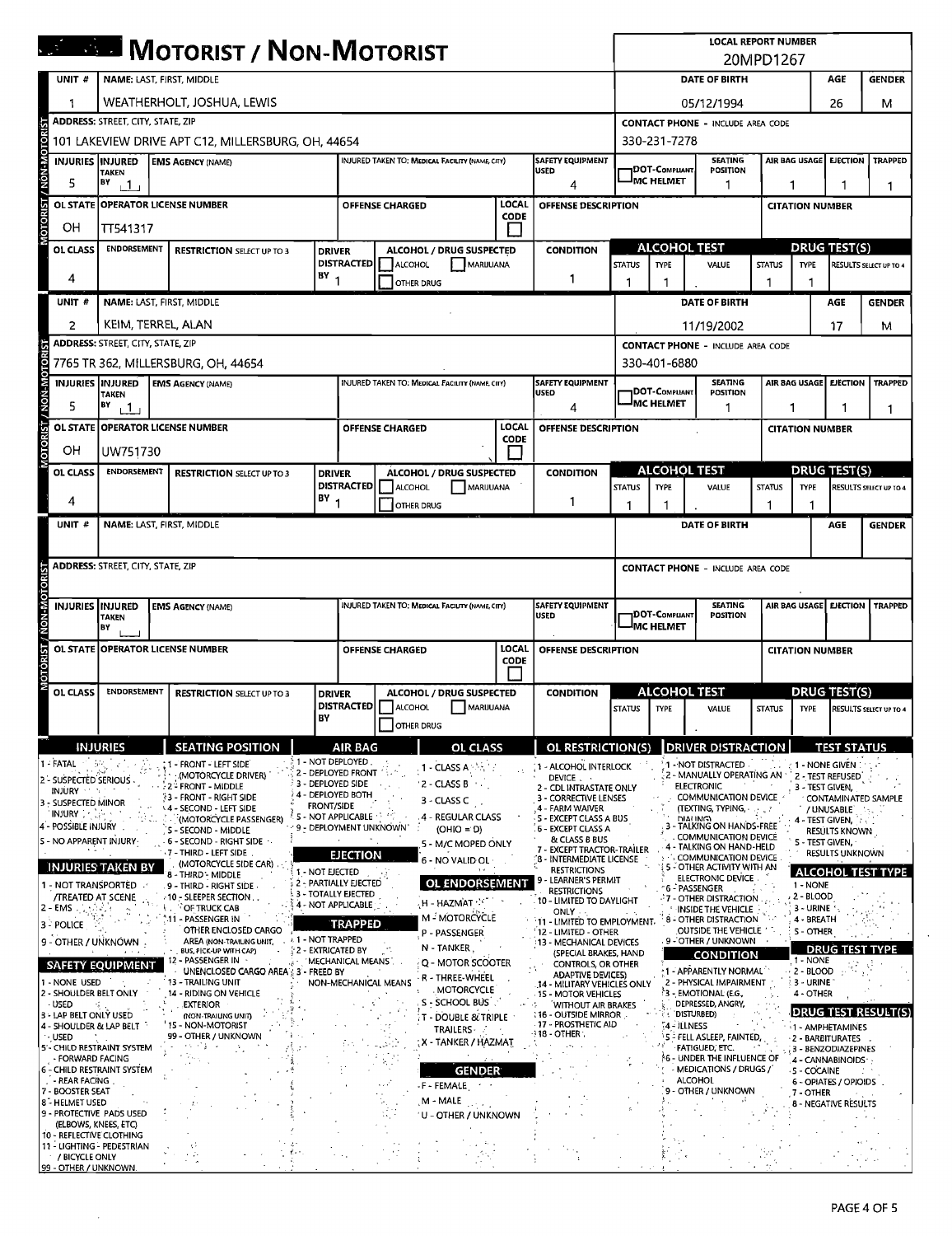# MOTORIST / NON-MOTORIST

LOCAL REPORT NUMBER: 20MPD1267

## Unit 1

| UNIT # | NAME: LAST, FIRST, MIDDLE | DATE OF BIRTH | AGE | GENDER |
|---|---|---|---|---|
| 1 | WEATHERHOLT, JOSHUA, LEWIS | 05/12/1994 | 26 | M |

| ADDRESS: STREET, CITY, STATE, ZIP | CONTACT PHONE - INCLUDE AREA CODE |
|---|---|
| 101 LAKEVIEW DRIVE APT C12, MILLERSBURG, OH, 44654 | 330-231-7278 |

| INJURIES | INJURED TAKEN BY | EMS AGENCY (NAME) | INJURED TAKEN TO: MEDICAL FACILITY (NAME, CITY) | SAFETY EQUIPMENT USED | DOT-COMPLIANT MC HELMET | SEATING POSITION | AIR BAG USAGE | EJECTION | TRAPPED |
|---|---|---|---|---|---|---|---|---|---|
| 5 | 1 | | | 4 | | 1 | 1 | 1 | 1 |

| OL STATE | OPERATOR LICENSE NUMBER | OFFENSE CHARGED | LOCAL CODE | OFFENSE DESCRIPTION | CITATION NUMBER |
|---|---|---|---|---|---|
| OH | TT541317 | | | | |

| OL CLASS | ENDORSEMENT | RESTRICTION SELECT UP TO 3 | DRIVER DISTRACTED BY | ALCOHOL / DRUG SUSPECTED | CONDITION | ALCOHOL TEST STATUS | ALCOHOL TEST TYPE | ALCOHOL TEST VALUE | DRUG TEST STATUS | DRUG TEST TYPE | DRUG TEST RESULTS SELECT UP TO 4 |
|---|---|---|---|---|---|---|---|---|---|---|---|
| 4 | | | 1 | ☐ ALCOHOL ☐ MARIJUANA ☐ OTHER DRUG | 1 | 1 | 1 | | 1 | 1 | |

## Unit 2

| UNIT # | NAME: LAST, FIRST, MIDDLE | DATE OF BIRTH | AGE | GENDER |
|---|---|---|---|---|
| 2 | KEIM, TERREL, ALAN | 11/19/2002 | 17 | M |

| ADDRESS: STREET, CITY, STATE, ZIP | CONTACT PHONE - INCLUDE AREA CODE |
|---|---|
| 7765 TR 362, MILLERSBURG, OH, 44654 | 330-401-6880 |

| INJURIES | INJURED TAKEN BY | EMS AGENCY (NAME) | INJURED TAKEN TO: MEDICAL FACILITY (NAME, CITY) | SAFETY EQUIPMENT USED | DOT-COMPLIANT MC HELMET | SEATING POSITION | AIR BAG USAGE | EJECTION | TRAPPED |
|---|---|---|---|---|---|---|---|---|---|
| 5 | 1 | | | 4 | | 1 | 1 | 1 | 1 |

| OL STATE | OPERATOR LICENSE NUMBER | OFFENSE CHARGED | LOCAL CODE | OFFENSE DESCRIPTION | CITATION NUMBER |
|---|---|---|---|---|---|
| OH | UW751730 | | | | |

| OL CLASS | ENDORSEMENT | RESTRICTION SELECT UP TO 3 | DRIVER DISTRACTED BY | ALCOHOL / DRUG SUSPECTED | CONDITION | ALCOHOL TEST STATUS | ALCOHOL TEST TYPE | ALCOHOL TEST VALUE | DRUG TEST STATUS | DRUG TEST TYPE | DRUG TEST RESULTS SELECT UP TO 4 |
|---|---|---|---|---|---|---|---|---|---|---|---|
| 4 | | | 1 | ☐ ALCOHOL ☐ MARIJUANA ☐ OTHER DRUG | 1 | 1 | 1 | | 1 | 1 | |

## Unit (blank)

| UNIT # | NAME: LAST, FIRST, MIDDLE | DATE OF BIRTH | AGE | GENDER |
|---|---|---|---|---|
| | | | | |

| ADDRESS: STREET, CITY, STATE, ZIP | CONTACT PHONE - INCLUDE AREA CODE |
|---|---|
| | |

| INJURIES | INJURED TAKEN BY | EMS AGENCY (NAME) | INJURED TAKEN TO: MEDICAL FACILITY (NAME, CITY) | SAFETY EQUIPMENT USED | DOT-COMPLIANT MC HELMET | SEATING POSITION | AIR BAG USAGE | EJECTION | TRAPPED |
|---|---|---|---|---|---|---|---|---|---|
| | | | | | | | | | |

| OL STATE | OPERATOR LICENSE NUMBER | OFFENSE CHARGED | LOCAL CODE | OFFENSE DESCRIPTION | CITATION NUMBER |
|---|---|---|---|---|---|
| | | | | | |

| OL CLASS | ENDORSEMENT | RESTRICTION SELECT UP TO 3 | DRIVER DISTRACTED BY | ALCOHOL / DRUG SUSPECTED | CONDITION | ALCOHOL TEST STATUS | ALCOHOL TEST TYPE | ALCOHOL TEST VALUE | DRUG TEST STATUS | DRUG TEST TYPE | DRUG TEST RESULTS SELECT UP TO 4 |
|---|---|---|---|---|---|---|---|---|---|---|---|
| | | | | ☐ ALCOHOL ☐ MARIJUANA ☐ OTHER DRUG | | | | | | | |

## Codes

**INJURIES**
1 - FATAL
2 - SUSPECTED SERIOUS INJURY
3 - SUSPECTED MINOR INJURY
4 - POSSIBLE INJURY
5 - NO APPARENT INJURY

**INJURIES TAKEN BY**
1 - NOT TRANSPORTED /TREATED AT SCENE
2 - EMS
3 - POLICE
9 - OTHER / UNKNOWN

**SAFETY EQUIPMENT**
1 - NONE USED
2 - SHOULDER BELT ONLY USED
3 - LAP BELT ONLY USED
4 - SHOULDER & LAP BELT USED
5 - CHILD RESTRAINT SYSTEM - FORWARD FACING
6 - CHILD RESTRAINT SYSTEM - REAR FACING
7 - BOOSTER SEAT
8 - HELMET USED
9 - PROTECTIVE PADS USED (ELBOWS, KNEES, ETC)
10 - REFLECTIVE CLOTHING
11 - LIGHTING - PEDESTRIAN / BICYCLE ONLY
99 - OTHER / UNKNOWN

**SEATING POSITION**
1 - FRONT - LEFT SIDE (MOTORCYCLE DRIVER)
2 - FRONT - MIDDLE
3 - FRONT - RIGHT SIDE
4 - SECOND - LEFT SIDE (MOTORCYCLE PASSENGER)
5 - SECOND - MIDDLE
6 - SECOND - RIGHT SIDE
7 - THIRD - LEFT SIDE (MOTORCYCLE SIDE CAR)
8 - THIRD - MIDDLE
9 - THIRD - RIGHT SIDE
10 - SLEEPER SECTION OF TRUCK CAB
11 - PASSENGER IN OTHER ENCLOSED CARGO AREA (NON-TRAILING UNIT, BUS, PICK-UP WITH CAP)
12 - PASSENGER IN UNENCLOSED CARGO AREA
13 - TRAILING UNIT
14 - RIDING ON VEHICLE EXTERIOR (NON-TRAILING UNIT)
15 - NON-MOTORIST
99 - OTHER / UNKNOWN

**AIR BAG**
1 - NOT DEPLOYED
2 - DEPLOYED FRONT
3 - DEPLOYED SIDE
4 - DEPLOYED BOTH FRONT/SIDE
5 - NOT APPLICABLE
9 - DEPLOYMENT UNKNOWN

**EJECTION**
1 - NOT EJECTED
2 - PARTIALLY EJECTED
3 - TOTALLY EJECTED
4 - NOT APPLICABLE

**TRAPPED**
1 - NOT TRAPPED
2 - EXTRICATED BY MECHANICAL MEANS
3 - FREED BY NON-MECHANICAL MEANS

**OL CLASS**
1 - CLASS A
2 - CLASS B
3 - CLASS C
4 - REGULAR CLASS (OHIO = D)
5 - M/C MOPED ONLY
6 - NO VALID OL

**OL ENDORSEMENT**
H - HAZMAT
M - MOTORCYCLE
P - PASSENGER
N - TANKER
Q - MOTOR SCOOTER
R - THREE-WHEEL MOTORCYCLE
S - SCHOOL BUS
T - DOUBLE & TRIPLE TRAILERS
X - TANKER / HAZMAT

**GENDER**
F - FEMALE
M - MALE
U - OTHER / UNKNOWN

**OL RESTRICTION(S)**
1 - ALCOHOL INTERLOCK DEVICE
2 - CDL INTRASTATE ONLY
3 - CORRECTIVE LENSES
4 - FARM WAIVER
5 - EXCEPT CLASS A BUS
6 - EXCEPT CLASS A & CLASS B BUS
7 - EXCEPT TRACTOR-TRAILER
8 - INTERMEDIATE LICENSE RESTRICTIONS
9 - LEARNER'S PERMIT RESTRICTIONS
10 - LIMITED TO DAYLIGHT ONLY
11 - LIMITED TO EMPLOYMENT
12 - LIMITED - OTHER
13 - MECHANICAL DEVICES (SPECIAL BRAKES, HAND CONTROLS, OR OTHER ADAPTIVE DEVICES)
14 - MILITARY VEHICLES ONLY
15 - MOTOR VEHICLES WITHOUT AIR BRAKES
16 - OUTSIDE MIRROR
17 - PROSTHETIC AID
18 - OTHER

**DRIVER DISTRACTION**
1 - NOT DISTRACTED
2 - MANUALLY OPERATING AN ELECTRONIC COMMUNICATION DEVICE (TEXTING, TYPING, DIALING)
3 - TALKING ON HANDS-FREE COMMUNICATION DEVICE
4 - TALKING ON HAND-HELD COMMUNICATION DEVICE
5 - OTHER ACTIVITY WITH AN ELECTRONIC DEVICE
6 - PASSENGER
7 - OTHER DISTRACTION INSIDE THE VEHICLE
8 - OTHER DISTRACTION OUTSIDE THE VEHICLE
9 - OTHER / UNKNOWN

**CONDITION**
1 - APPARENTLY NORMAL
2 - PHYSICAL IMPAIRMENT
3 - EMOTIONAL (E.G., DEPRESSED, ANGRY, DISTURBED)
4 - ILLNESS
5 - FELL ASLEEP, FAINTED, FATIGUED, ETC.
6 - UNDER THE INFLUENCE OF MEDICATIONS / DRUGS / ALCOHOL
9 - OTHER / UNKNOWN

**TEST STATUS**
1 - NONE GIVEN
2 - TEST REFUSED
3 - TEST GIVEN, CONTAMINATED SAMPLE / UNUSABLE
4 - TEST GIVEN, RESULTS KNOWN
5 - TEST GIVEN, RESULTS UNKNOWN

**ALCOHOL TEST TYPE**
1 - NONE
2 - BLOOD
3 - URINE
4 - BREATH
5 - OTHER

**DRUG TEST TYPE**
1 - NONE
2 - BLOOD
3 - URINE
4 - OTHER

**DRUG TEST RESULT(S)**
1 - AMPHETAMINES
2 - BARBITURATES
3 - BENZODIAZEPINES
4 - CANNABINOIDS
5 - COCAINE
6 - OPIATES / OPIOIDS
7 - OTHER
8 - NEGATIVE RESULTS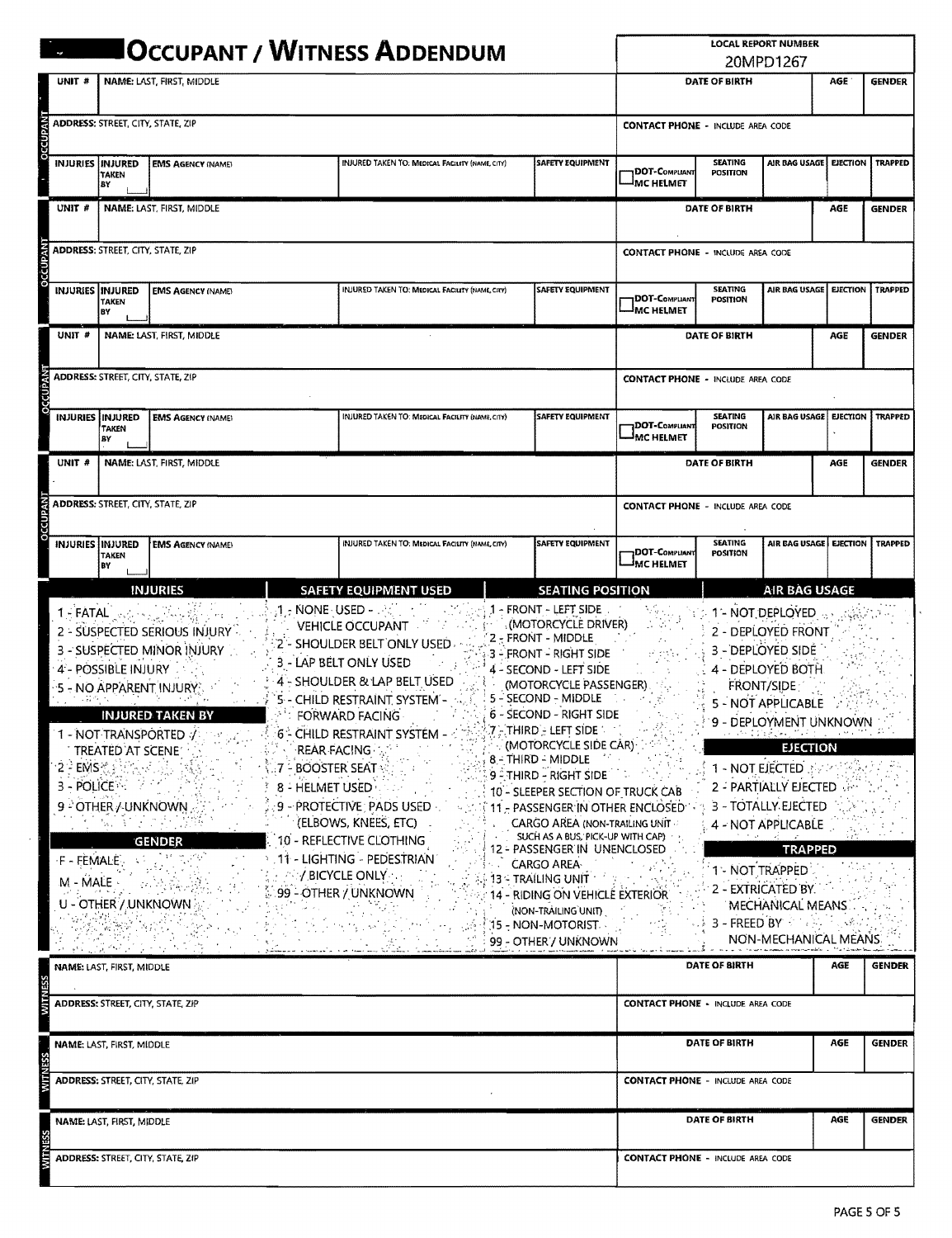# OCCUPANT / WITNESS ADDENDUM

**LOCAL REPORT NUMBER**
20MPD1267

## OCCUPANT

| UNIT # | NAME: LAST, FIRST, MIDDLE | DATE OF BIRTH | AGE | GENDER |
|---|---|---|---|---|
| | | | | |

| ADDRESS: STREET, CITY, STATE, ZIP | CONTACT PHONE - INCLUDE AREA CODE |
|---|---|
| | |

| INJURIES | INJURED TAKEN BY | EMS AGENCY (NAME) | INJURED TAKEN TO: MEDICAL FACILITY (NAME, CITY) | SAFETY EQUIPMENT | DOT-COMPLIANT MC HELMET | SEATING POSITION | AIR BAG USAGE | EJECTION | TRAPPED |
|---|---|---|---|---|---|---|---|---|---|
| | | | | | ☐ | | | | |

## OCCUPANT

| UNIT # | NAME: LAST, FIRST, MIDDLE | DATE OF BIRTH | AGE | GENDER |
|---|---|---|---|---|
| | | | | |

| ADDRESS: STREET, CITY, STATE, ZIP | CONTACT PHONE - INCLUDE AREA CODE |
|---|---|
| | |

| INJURIES | INJURED TAKEN BY | EMS AGENCY (NAME) | INJURED TAKEN TO: MEDICAL FACILITY (NAME, CITY) | SAFETY EQUIPMENT | DOT-COMPLIANT MC HELMET | SEATING POSITION | AIR BAG USAGE | EJECTION | TRAPPED |
|---|---|---|---|---|---|---|---|---|---|
| | | | | | ☐ | | | | |

## OCCUPANT

| UNIT # | NAME: LAST, FIRST, MIDDLE | DATE OF BIRTH | AGE | GENDER |
|---|---|---|---|---|
| | | | | |

| ADDRESS: STREET, CITY, STATE, ZIP | CONTACT PHONE - INCLUDE AREA CODE |
|---|---|
| | |

| INJURIES | INJURED TAKEN BY | EMS AGENCY (NAME) | INJURED TAKEN TO: MEDICAL FACILITY (NAME, CITY) | SAFETY EQUIPMENT | DOT-COMPLIANT MC HELMET | SEATING POSITION | AIR BAG USAGE | EJECTION | TRAPPED |
|---|---|---|---|---|---|---|---|---|---|
| | | | | | ☐ | | | | |

## OCCUPANT

| UNIT # | NAME: LAST, FIRST, MIDDLE | DATE OF BIRTH | AGE | GENDER |
|---|---|---|---|---|
| | | | | |

| ADDRESS: STREET, CITY, STATE, ZIP | CONTACT PHONE - INCLUDE AREA CODE |
|---|---|
| | |

| INJURIES | INJURED TAKEN BY | EMS AGENCY (NAME) | INJURED TAKEN TO: MEDICAL FACILITY (NAME, CITY) | SAFETY EQUIPMENT | DOT-COMPLIANT MC HELMET | SEATING POSITION | AIR BAG USAGE | EJECTION | TRAPPED |
|---|---|---|---|---|---|---|---|---|---|
| | | | | | ☐ | | | | |

### INJURIES
1 - FATAL
2 - SUSPECTED SERIOUS INJURY
3 - SUSPECTED MINOR INJURY
4 - POSSIBLE INJURY
5 - NO APPARENT INJURY

### INJURED TAKEN BY
1 - NOT TRANSPORTED / TREATED AT SCENE
2 - EMS
3 - POLICE
9 - OTHER / UNKNOWN

### GENDER
F - FEMALE
M - MALE
U - OTHER / UNKNOWN

### SAFETY EQUIPMENT USED
1 - NONE USED - VEHICLE OCCUPANT
2 - SHOULDER BELT ONLY USED
3 - LAP BELT ONLY USED
4 - SHOULDER & LAP BELT USED
5 - CHILD RESTRAINT SYSTEM - FORWARD FACING
6 - CHILD RESTRAINT SYSTEM - REAR FACING
7 - BOOSTER SEAT
8 - HELMET USED
9 - PROTECTIVE PADS USED (ELBOWS, KNEES, ETC)
10 - REFLECTIVE CLOTHING
11 - LIGHTING - PEDESTRIAN / BICYCLE ONLY
99 - OTHER / UNKNOWN

### SEATING POSITION
1 - FRONT - LEFT SIDE (MOTORCYCLE DRIVER)
2 - FRONT - MIDDLE
3 - FRONT - RIGHT SIDE
4 - SECOND - LEFT SIDE (MOTORCYCLE PASSENGER)
5 - SECOND - MIDDLE
6 - SECOND - RIGHT SIDE
7 - THIRD - LEFT SIDE (MOTORCYCLE SIDE CAR)
8 - THIRD - MIDDLE
9 - THIRD - RIGHT SIDE
10 - SLEEPER SECTION OF TRUCK CAB
11 - PASSENGER IN OTHER ENCLOSED CARGO AREA (NON-TRAILING UNIT SUCH AS A BUS, PICK-UP WITH CAP)
12 - PASSENGER IN UNENCLOSED CARGO AREA
13 - TRAILING UNIT
14 - RIDING ON VEHICLE EXTERIOR (NON-TRAILING UNIT)
15 - NON-MOTORIST
99 - OTHER / UNKNOWN

### AIR BAG USAGE
1 - NOT DEPLOYED
2 - DEPLOYED FRONT
3 - DEPLOYED SIDE
4 - DEPLOYED BOTH FRONT/SIDE
5 - NOT APPLICABLE
9 - DEPLOYMENT UNKNOWN

### EJECTION
1 - NOT EJECTED
2 - PARTIALLY EJECTED
3 - TOTALLY EJECTED
4 - NOT APPLICABLE

### TRAPPED
1 - NOT TRAPPED
2 - EXTRICATED BY MECHANICAL MEANS
3 - FREED BY NON-MECHANICAL MEANS

## WITNESS

| NAME: LAST, FIRST, MIDDLE | DATE OF BIRTH | AGE | GENDER |
|---|---|---|---|
| | | | |

| ADDRESS: STREET, CITY, STATE, ZIP | CONTACT PHONE - INCLUDE AREA CODE |
|---|---|
| | |

## WITNESS

| NAME: LAST, FIRST, MIDDLE | DATE OF BIRTH | AGE | GENDER |
|---|---|---|---|
| | | | |

| ADDRESS: STREET, CITY, STATE, ZIP | CONTACT PHONE - INCLUDE AREA CODE |
|---|---|
| | |

## WITNESS

| NAME: LAST, FIRST, MIDDLE | DATE OF BIRTH | AGE | GENDER |
|---|---|---|---|
| | | | |

| ADDRESS: STREET, CITY, STATE, ZIP | CONTACT PHONE - INCLUDE AREA CODE |
|---|---|
| | |